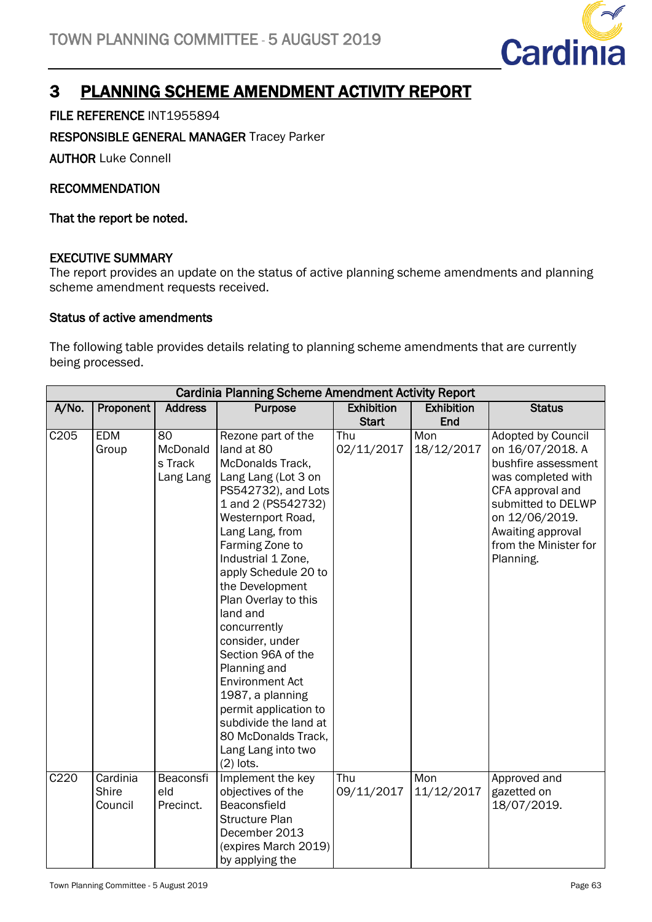# 3 PLANNING SCHEME AMENDMENT ACTIVITY REPORT

**FILE REFERENCE** INT1955894

**RESPONSIBLE GENERAL MANAGER** Tracey Parker

**AUTHOR** Luke Connell

**RECOMMENDATION**

**That the report be noted.**

**EXECUTIVE SUMMARY**

The report provides an update on the status of active planning scheme amendments and planning scheme amendment requests received.

**Status of active amendments**

The following table provides details relating to planning scheme amendments that are currently being processed.

| Cardinia Planning Scheme Amendment Activity Report | | | | | | |
|---|---|---|---|---|---|---|
| **A/No.** | **Proponent** | **Address** | **Purpose** | **Exhibition Start** | **Exhibition End** | **Status** |
| C205 | EDM Group | 80 McDonalds Track Lang Lang | Rezone part of the land at 80 McDonalds Track, Lang Lang (Lot 3 on PS542732), and Lots 1 and 2 (PS542732) Westernport Road, Lang Lang, from Farming Zone to Industrial 1 Zone, apply Schedule 20 to the Development Plan Overlay to this land and concurrently consider, under Section 96A of the Planning and Environment Act 1987, a planning permit application to subdivide the land at 80 McDonalds Track, Lang Lang into two (2) lots. | Thu 02/11/2017 | Mon 18/12/2017 | Adopted by Council on 16/07/2018. A bushfire assessment was completed with CFA approval and submitted to DELWP on 12/06/2019. Awaiting approval from the Minister for Planning. |
| C220 | Cardinia Shire Council | Beaconsfield Precinct. | Implement the key objectives of the Beaconsfield Structure Plan December 2013 (expires March 2019) by applying the | Thu 09/11/2017 | Mon 11/12/2017 | Approved and gazetted on 18/07/2019. |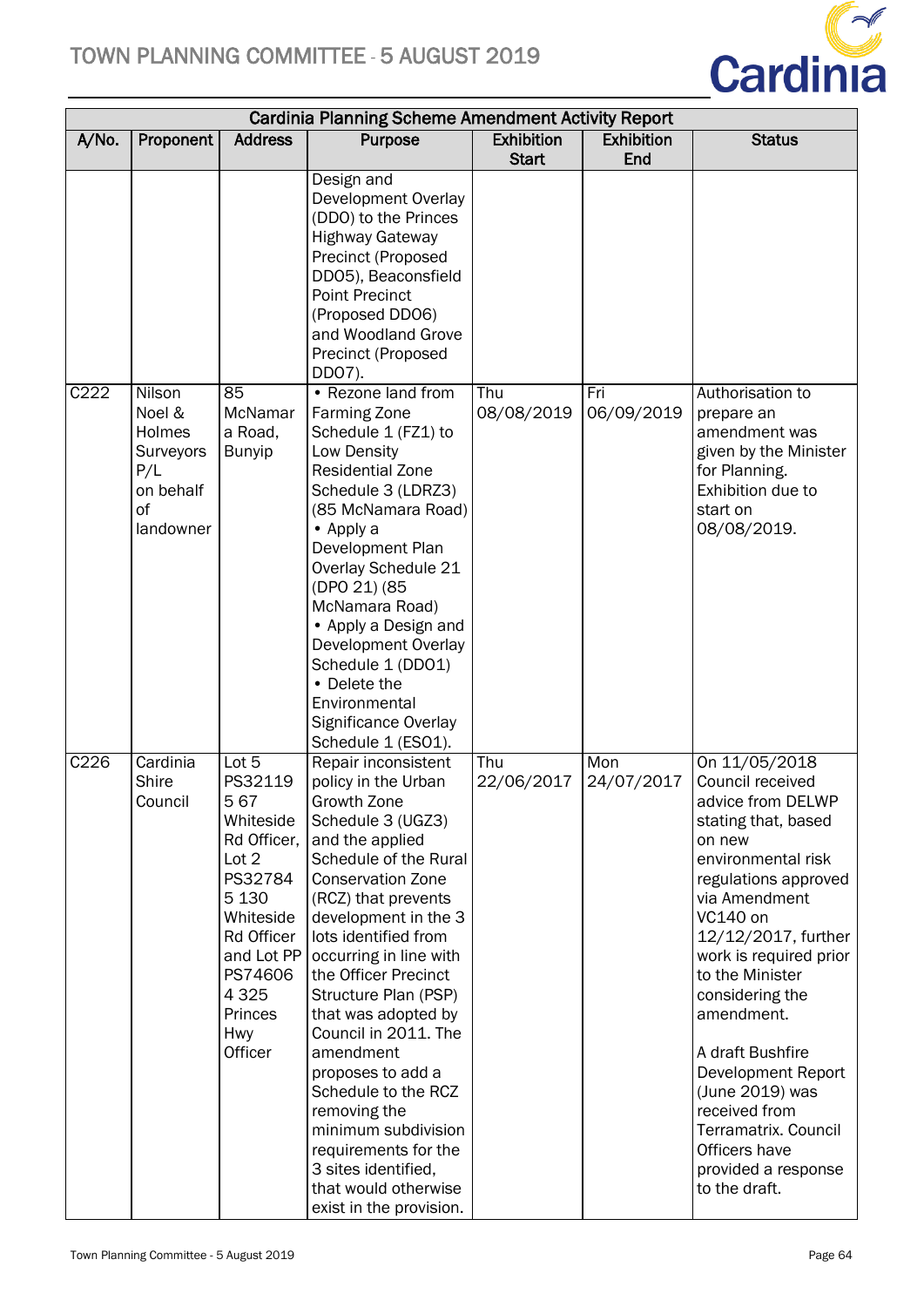| Cardinia Planning Scheme Amendment Activity Report | | | | | | |
|---|---|---|---|---|---|---|
| A/No. | Proponent | Address | Purpose | Exhibition Start | Exhibition End | Status |
| | | | Design and Development Overlay (DDO) to the Princes Highway Gateway Precinct (Proposed DDO5), Beaconsfield Point Precinct (Proposed DDO6) and Woodland Grove Precinct (Proposed DDO7). | | | |
| C222 | Nilson Noel & Holmes Surveyors P/L on behalf of landowner | 85 McNamara Road, Bunyip | • Rezone land from Farming Zone Schedule 1 (FZ1) to Low Density Residential Zone Schedule 3 (LDRZ3) (85 McNamara Road) • Apply a Development Plan Overlay Schedule 21 (DPO 21) (85 McNamara Road) • Apply a Design and Development Overlay Schedule 1 (DDO1) • Delete the Environmental Significance Overlay Schedule 1 (ESO1). | Thu 08/08/2019 | Fri 06/09/2019 | Authorisation to prepare an amendment was given by the Minister for Planning. Exhibition due to start on 08/08/2019. |
| C226 | Cardinia Shire Council | Lot 5 PS321195 67 Whiteside Rd Officer, Lot 2 PS327845 130 Whiteside Rd Officer and Lot PP PS746064 325 Princes Hwy Officer | Repair inconsistent policy in the Urban Growth Zone Schedule 3 (UGZ3) and the applied Schedule of the Rural Conservation Zone (RCZ) that prevents development in the 3 lots identified from occurring in line with the Officer Precinct Structure Plan (PSP) that was adopted by Council in 2011. The amendment proposes to add a Schedule to the RCZ removing the minimum subdivision requirements for the 3 sites identified, that would otherwise exist in the provision. | Thu 22/06/2017 | Mon 24/07/2017 | On 11/05/2018 Council received advice from DELWP stating that, based on new environmental risk regulations approved via Amendment VC140 on 12/12/2017, further work is required prior to the Minister considering the amendment.<br><br>A draft Bushfire Development Report (June 2019) was received from Terramatrix. Council Officers have provided a response to the draft. |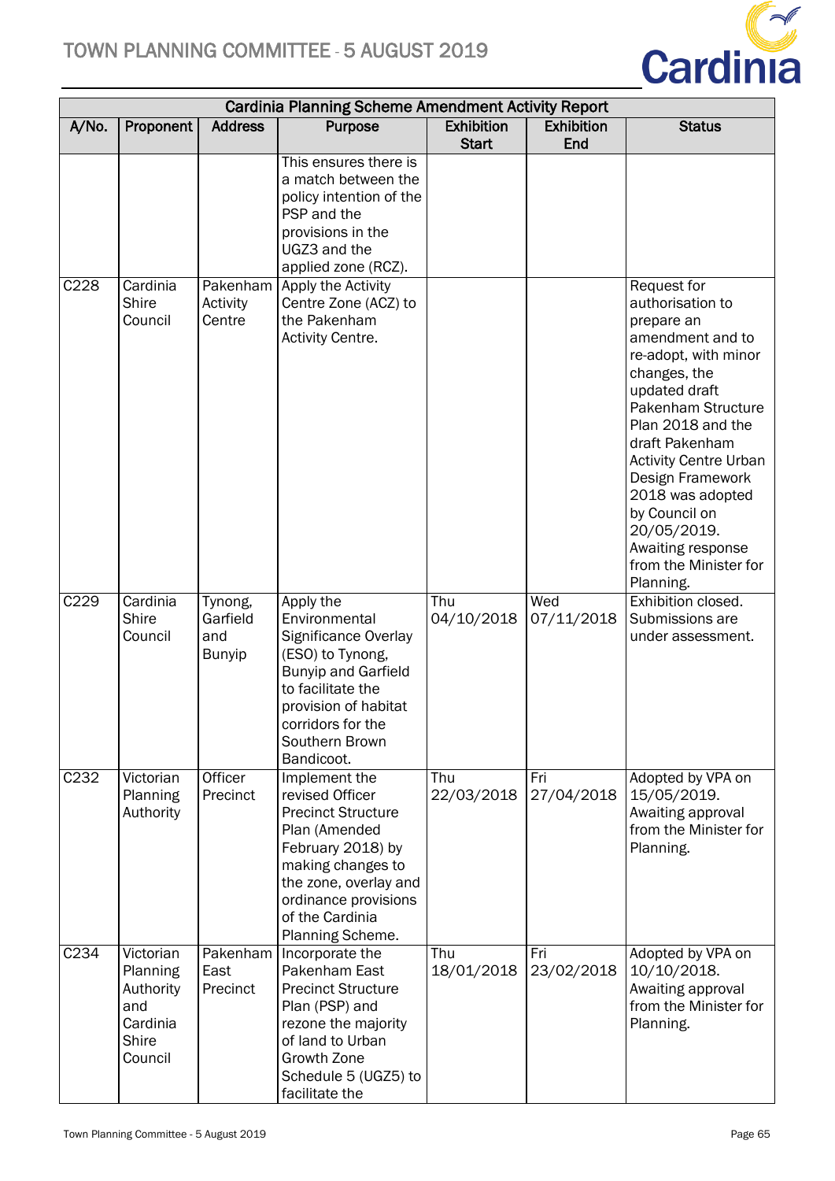| Cardinia Planning Scheme Amendment Activity Report | | | | | | |
|---|---|---|---|---|---|---|
| A/No. | Proponent | Address | Purpose | Exhibition Start | Exhibition End | Status |
| | | | This ensures there is a match between the policy intention of the PSP and the provisions in the UGZ3 and the applied zone (RCZ). | | | |
| C228 | Cardinia Shire Council | Pakenham Activity Centre | Apply the Activity Centre Zone (ACZ) to the Pakenham Activity Centre. | | | Request for authorisation to prepare an amendment and to re-adopt, with minor changes, the updated draft Pakenham Structure Plan 2018 and the draft Pakenham Activity Centre Urban Design Framework 2018 was adopted by Council on 20/05/2019. Awaiting response from the Minister for Planning. |
| C229 | Cardinia Shire Council | Tynong, Garfield and Bunyip | Apply the Environmental Significance Overlay (ESO) to Tynong, Bunyip and Garfield to facilitate the provision of habitat corridors for the Southern Brown Bandicoot. | Thu 04/10/2018 | Wed 07/11/2018 | Exhibition closed. Submissions are under assessment. |
| C232 | Victorian Planning Authority | Officer Precinct | Implement the revised Officer Precinct Structure Plan (Amended February 2018) by making changes to the zone, overlay and ordinance provisions of the Cardinia Planning Scheme. | Thu 22/03/2018 | Fri 27/04/2018 | Adopted by VPA on 15/05/2019. Awaiting approval from the Minister for Planning. |
| C234 | Victorian Planning Authority and Cardinia Shire Council | Pakenham East Precinct | Incorporate the Pakenham East Precinct Structure Plan (PSP) and rezone the majority of land to Urban Growth Zone Schedule 5 (UGZ5) to facilitate the | Thu 18/01/2018 | Fri 23/02/2018 | Adopted by VPA on 10/10/2018. Awaiting approval from the Minister for Planning. |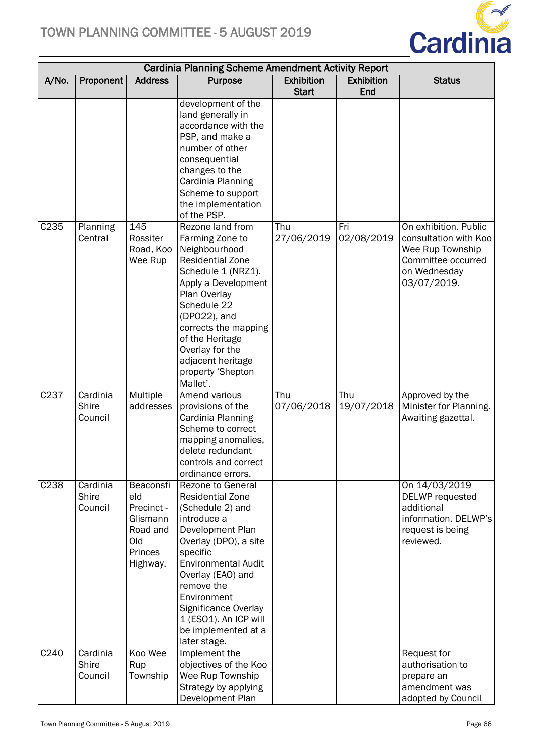| Cardinia Planning Scheme Amendment Activity Report | | | | | | |
|---|---|---|---|---|---|---|
| A/No. | Proponent | Address | Purpose | Exhibition Start | Exhibition End | Status |
| | | | development of the land generally in accordance with the PSP, and make a number of other consequential changes to the Cardinia Planning Scheme to support the implementation of the PSP. | | | |
| C235 | Planning Central | 145 Rossiter Road, Koo Wee Rup | Rezone land from Farming Zone to Neighbourhood Residential Zone Schedule 1 (NRZ1). Apply a Development Plan Overlay Schedule 22 (DPO22), and corrects the mapping of the Heritage Overlay for the adjacent heritage property 'Shepton Mallet'. | Thu 27/06/2019 | Fri 02/08/2019 | On exhibition. Public consultation with Koo Wee Rup Township Committee occurred on Wednesday 03/07/2019. |
| C237 | Cardinia Shire Council | Multiple addresses | Amend various provisions of the Cardinia Planning Scheme to correct mapping anomalies, delete redundant controls and correct ordinance errors. | Thu 07/06/2018 | Thu 19/07/2018 | Approved by the Minister for Planning. Awaiting gazettal. |
| C238 | Cardinia Shire Council | Beaconsfield Precinct - Glismann Road and Old Princes Highway. | Rezone to General Residential Zone (Schedule 2) and introduce a Development Plan Overlay (DPO), a site specific Environmental Audit Overlay (EAO) and remove the Environment Significance Overlay 1 (ESO1). An ICP will be implemented at a later stage. | | | On 14/03/2019 DELWP requested additional information. DELWP's request is being reviewed. |
| C240 | Cardinia Shire Council | Koo Wee Rup Township | Implement the objectives of the Koo Wee Rup Township Strategy by applying Development Plan | | | Request for authorisation to prepare an amendment was adopted by Council |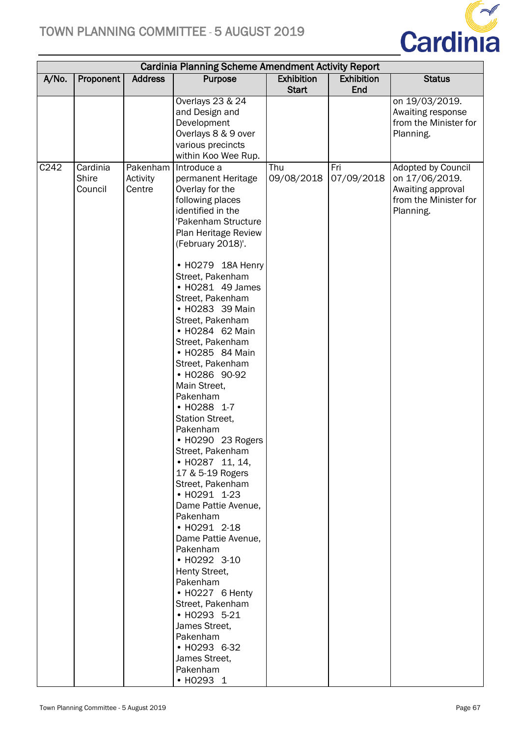| Cardinia Planning Scheme Amendment Activity Report | | | | | | |
|---|---|---|---|---|---|---|
| A/No. | Proponent | Address | Purpose | Exhibition Start | Exhibition End | Status |
| | | | Overlays 23 & 24 and Design and Development Overlays 8 & 9 over various precincts within Koo Wee Rup. | | | on 19/03/2019. Awaiting response from the Minister for Planning. |
| C242 | Cardinia Shire Council | Pakenham Activity Centre | Introduce a permanent Heritage Overlay for the following places identified in the 'Pakenham Structure Plan Heritage Review (February 2018)'.<br><br>• HO279 18A Henry Street, Pakenham<br>• HO281 49 James Street, Pakenham<br>• HO283 39 Main Street, Pakenham<br>• HO284 62 Main Street, Pakenham<br>• HO285 84 Main Street, Pakenham<br>• HO286 90-92 Main Street, Pakenham<br>• HO288 1-7 Station Street, Pakenham<br>• HO290 23 Rogers Street, Pakenham<br>• HO287 11, 14, 17 & 5-19 Rogers Street, Pakenham<br>• HO291 1-23 Dame Pattie Avenue, Pakenham<br>• HO291 2-18 Dame Pattie Avenue, Pakenham<br>• HO292 3-10 Henty Street, Pakenham<br>• HO227 6 Henty Street, Pakenham<br>• HO293 5-21 James Street, Pakenham<br>• HO293 6-32 James Street, Pakenham<br>• HO293 1 | Thu 09/08/2018 | Fri 07/09/2018 | Adopted by Council on 17/06/2019. Awaiting approval from the Minister for Planning. |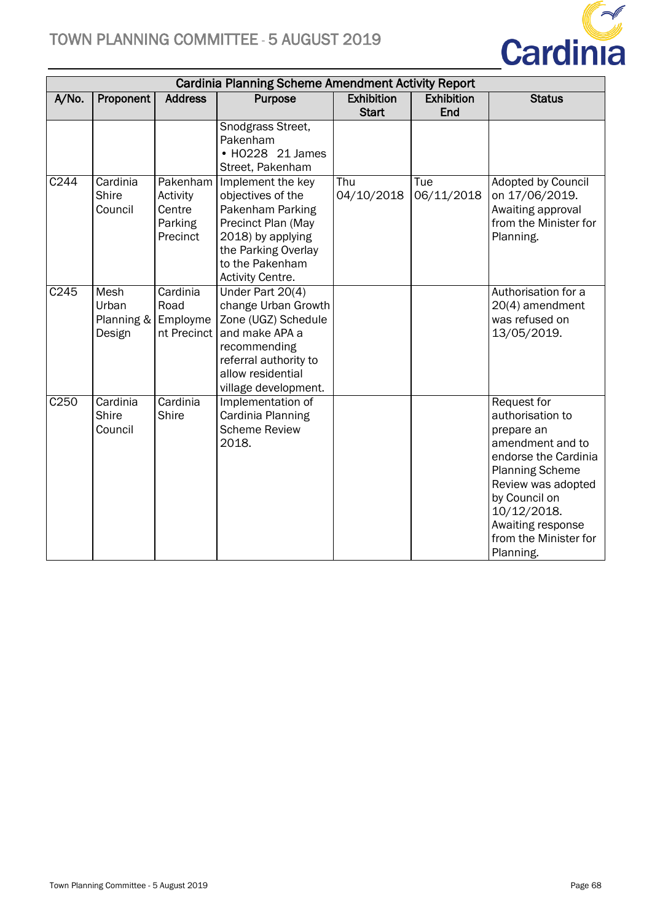| Cardinia Planning Scheme Amendment Activity Report | | | | | | |
|---|---|---|---|---|---|---|
| A/No. | Proponent | Address | Purpose | Exhibition Start | Exhibition End | Status |
| | | | Snodgrass Street, Pakenham • HO228 21 James Street, Pakenham | | | |
| C244 | Cardinia Shire Council | Pakenham Activity Centre Parking Precinct | Implement the key objectives of the Pakenham Parking Precinct Plan (May 2018) by applying the Parking Overlay to the Pakenham Activity Centre. | Thu 04/10/2018 | Tue 06/11/2018 | Adopted by Council on 17/06/2019. Awaiting approval from the Minister for Planning. |
| C245 | Mesh Urban Planning & Design | Cardinia Road Employment Precinct | Under Part 20(4) change Urban Growth Zone (UGZ) Schedule and make APA a recommending referral authority to allow residential village development. | | | Authorisation for a 20(4) amendment was refused on 13/05/2019. |
| C250 | Cardinia Shire Council | Cardinia Shire | Implementation of Cardinia Planning Scheme Review 2018. | | | Request for authorisation to prepare an amendment and to endorse the Cardinia Planning Scheme Review was adopted by Council on 10/12/2018. Awaiting response from the Minister for Planning. |